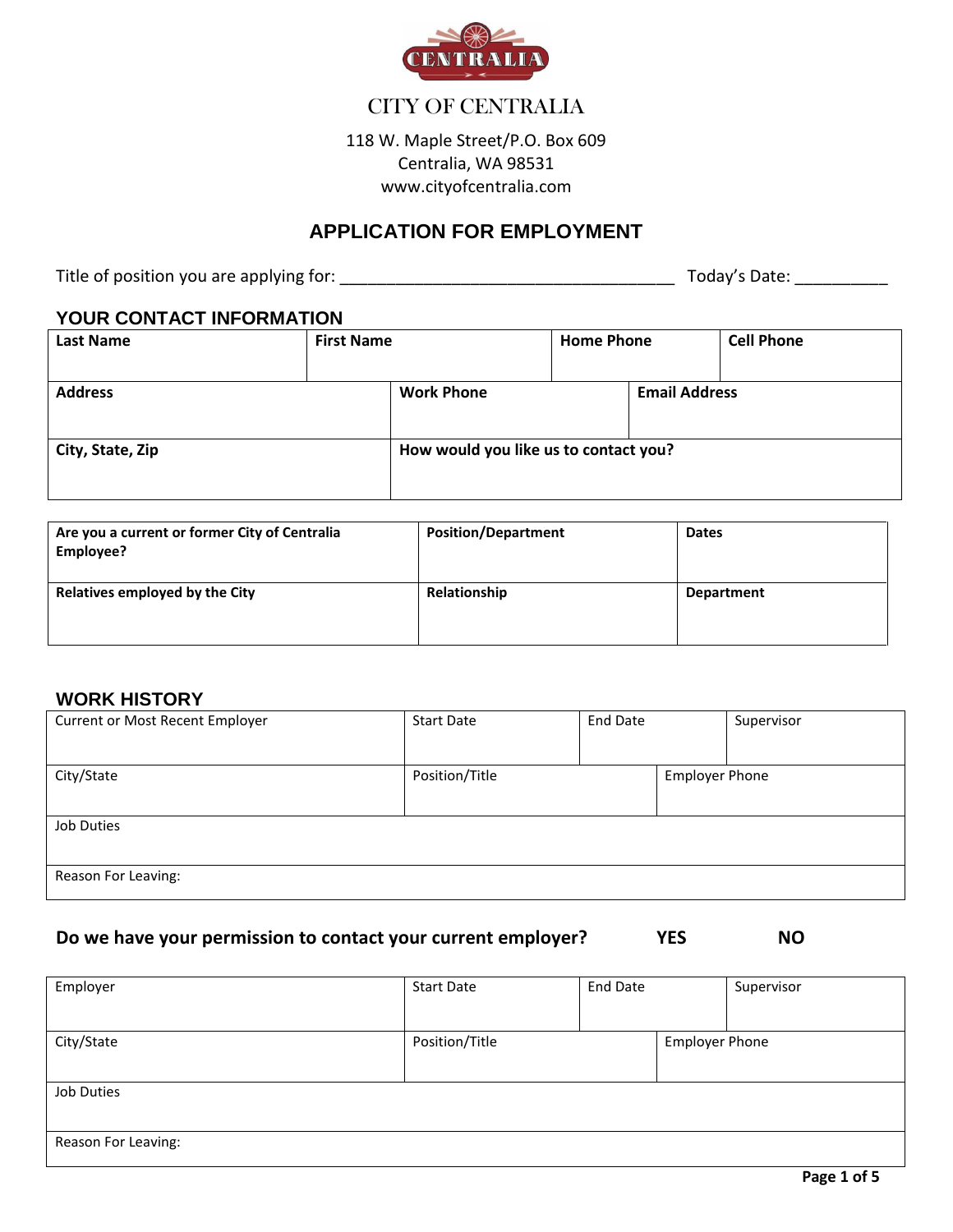CITY OF CENTRALIA

118 W. Maple Street/P.O. Box 609
Centralia, WA 98531
www.cityofcentralia.com

# APPLICATION FOR EMPLOYMENT

Title of position you are applying for: ___________________________________ Today's Date: _________

## YOUR CONTACT INFORMATION

| **Last Name** | **First Name** | **Home Phone** | **Cell Phone** |
|---|---|---|---|
| **Address** | **Work Phone** | **Email Address** | |
| **City, State, Zip** | **How would you like us to contact you?** | | |

| **Are you a current or former City of Centralia Employee?** | **Position/Department** | **Dates** |
|---|---|---|
| **Relatives employed by the City** | **Relationship** | **Department** |

## WORK HISTORY

| Current or Most Recent Employer | Start Date | End Date | Supervisor |
|---|---|---|---|
| City/State | Position/Title | Employer Phone | |
| Job Duties | | | |
| Reason For Leaving: | | | |

**Do we have your permission to contact your current employer? YES NO**

| Employer | Start Date | End Date | Supervisor |
|---|---|---|---|
| City/State | Position/Title | Employer Phone | |
| Job Duties | | | |
| Reason For Leaving: | | | |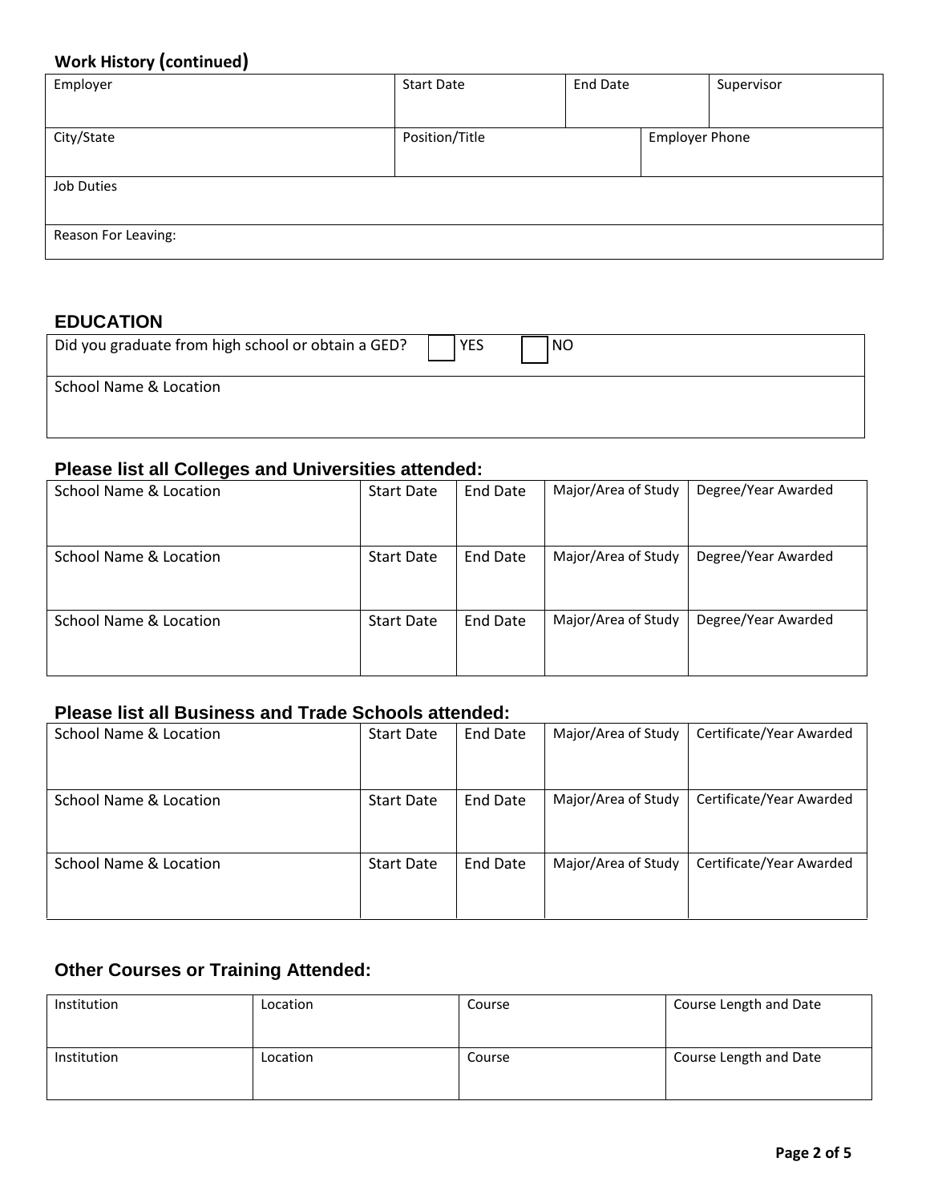### Work History (continued)

| Employer | Start Date | End Date | Supervisor |
|---|---|---|---|
| City/State | Position/Title | Employer Phone | |
| Job Duties | | | |
| Reason For Leaving: | | | |

## EDUCATION

| Did you graduate from high school or obtain a GED? ☐ YES ☐ NO |
|---|
| School Name & Location |

### Please list all Colleges and Universities attended:

| School Name & Location | Start Date | End Date | Major/Area of Study | Degree/Year Awarded |
|---|---|---|---|---|
| School Name & Location | Start Date | End Date | Major/Area of Study | Degree/Year Awarded |
| School Name & Location | Start Date | End Date | Major/Area of Study | Degree/Year Awarded |

### Please list all Business and Trade Schools attended:

| School Name & Location | Start Date | End Date | Major/Area of Study | Certificate/Year Awarded |
|---|---|---|---|---|
| School Name & Location | Start Date | End Date | Major/Area of Study | Certificate/Year Awarded |
| School Name & Location | Start Date | End Date | Major/Area of Study | Certificate/Year Awarded |

### Other Courses or Training Attended:

| Institution | Location | Course | Course Length and Date |
|---|---|---|---|
| Institution | Location | Course | Course Length and Date |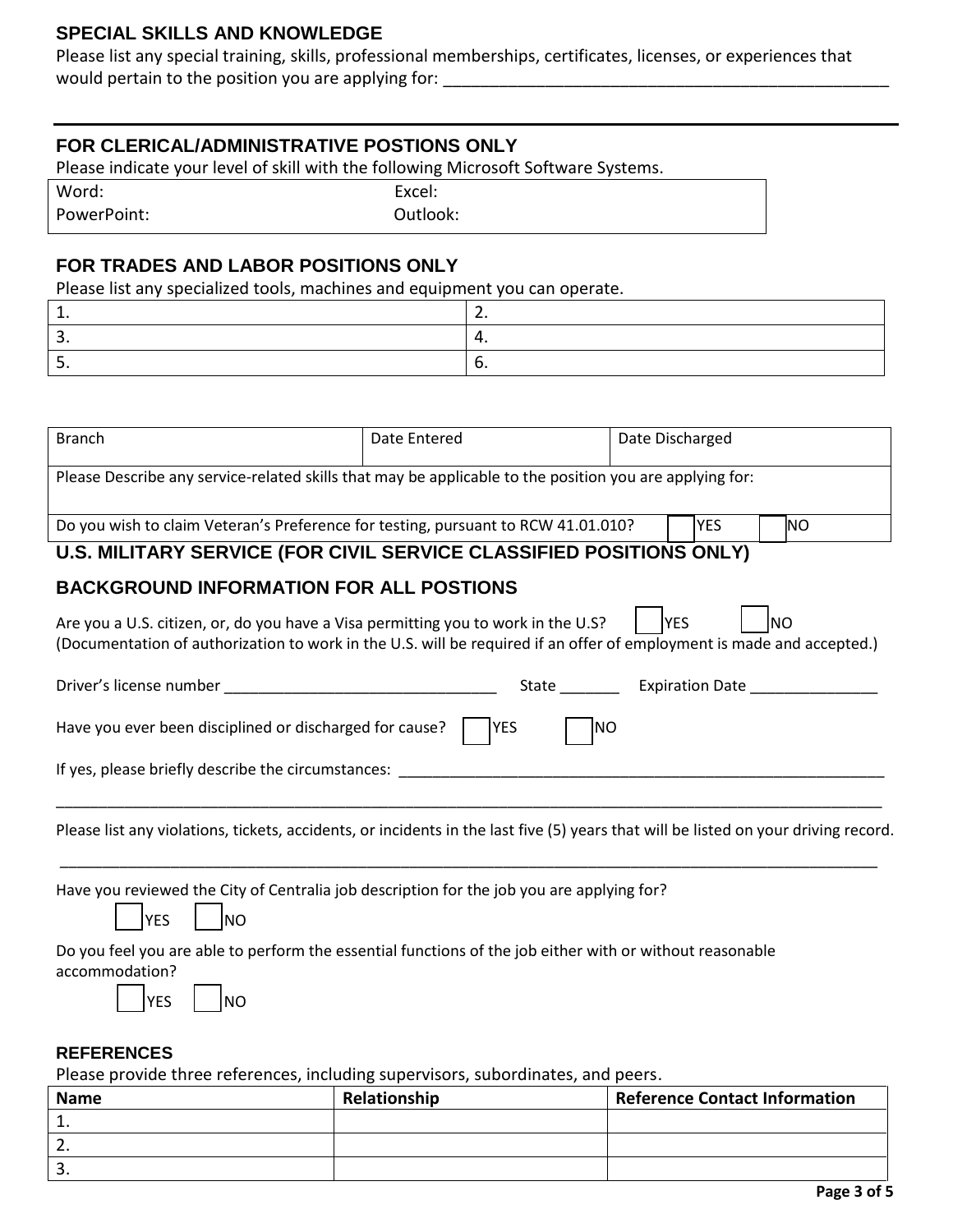## SPECIAL SKILLS AND KNOWLEDGE

Please list any special training, skills, professional memberships, certificates, licenses, or experiences that would pertain to the position you are applying for: _______________________________________________

---

## FOR CLERICAL/ADMINISTRATIVE POSTIONS ONLY

Please indicate your level of skill with the following Microsoft Software Systems.

| Word: | Excel: |
|---|---|
| PowerPoint: | Outlook: |

## FOR TRADES AND LABOR POSITIONS ONLY

Please list any specialized tools, machines and equipment you can operate.

| 1. | 2. |
|---|---|
| 3. | 4. |
| 5. | 6. |

## U.S. MILITARY SERVICE (FOR CIVIL SERVICE CLASSIFIED POSITIONS ONLY)

| Branch | Date Entered | Date Discharged |
|---|---|---|
| Please Describe any service-related skills that may be applicable to the position you are applying for: | | |
| Do you wish to claim Veteran's Preference for testing, pursuant to RCW 41.01.010? ☐ YES ☐ NO | | |

## BACKGROUND INFORMATION FOR ALL POSTIONS

Are you a U.S. citizen, or, do you have a Visa permitting you to work in the U.S? ☐ YES ☐ NO
(Documentation of authorization to work in the U.S. will be required if an offer of employment is made and accepted.)

Driver's license number ________________________________ State _______ Expiration Date _______________

Have you ever been disciplined or discharged for cause? ☐ YES ☐ NO

If yes, please briefly describe the circumstances: __________________________________________________________

___________________________________________________________________________________________________

Please list any violations, tickets, accidents, or incidents in the last five (5) years that will be listed on your driving record.

___________________________________________________________________________________________________

Have you reviewed the City of Centralia job description for the job you are applying for?

☐ YES ☐ NO

Do you feel you are able to perform the essential functions of the job either with or without reasonable accommodation?

☐ YES ☐ NO

## REFERENCES

Please provide three references, including supervisors, subordinates, and peers.

| Name | Relationship | Reference Contact Information |
|---|---|---|
| 1. | | |
| 2. | | |
| 3. | | |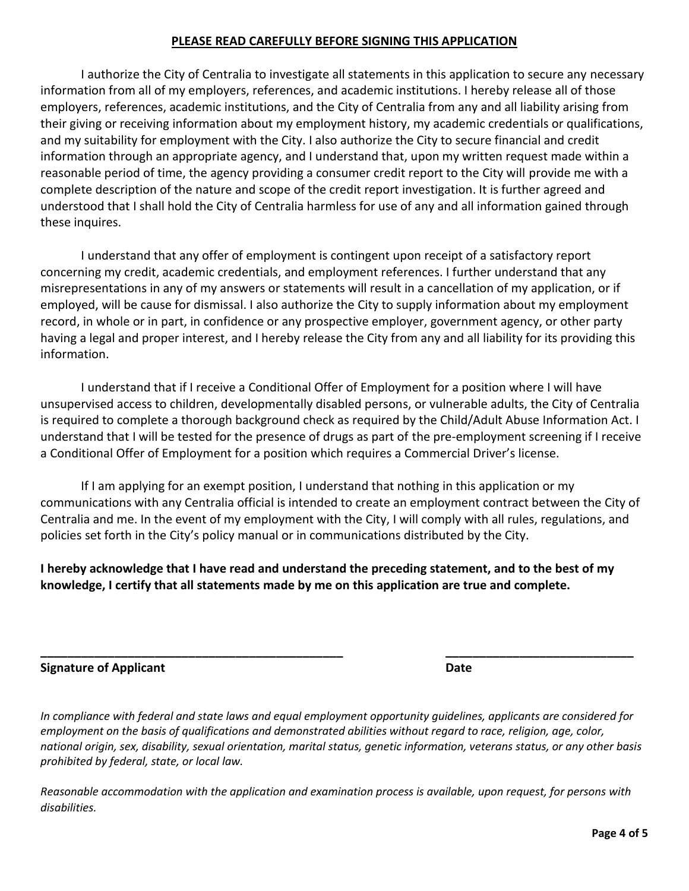## PLEASE READ CAREFULLY BEFORE SIGNING THIS APPLICATION

I authorize the City of Centralia to investigate all statements in this application to secure any necessary information from all of my employers, references, and academic institutions. I hereby release all of those employers, references, academic institutions, and the City of Centralia from any and all liability arising from their giving or receiving information about my employment history, my academic credentials or qualifications, and my suitability for employment with the City. I also authorize the City to secure financial and credit information through an appropriate agency, and I understand that, upon my written request made within a reasonable period of time, the agency providing a consumer credit report to the City will provide me with a complete description of the nature and scope of the credit report investigation. It is further agreed and understood that I shall hold the City of Centralia harmless for use of any and all information gained through these inquires.

I understand that any offer of employment is contingent upon receipt of a satisfactory report concerning my credit, academic credentials, and employment references. I further understand that any misrepresentations in any of my answers or statements will result in a cancellation of my application, or if employed, will be cause for dismissal. I also authorize the City to supply information about my employment record, in whole or in part, in confidence or any prospective employer, government agency, or other party having a legal and proper interest, and I hereby release the City from any and all liability for its providing this information.

I understand that if I receive a Conditional Offer of Employment for a position where I will have unsupervised access to children, developmentally disabled persons, or vulnerable adults, the City of Centralia is required to complete a thorough background check as required by the Child/Adult Abuse Information Act. I understand that I will be tested for the presence of drugs as part of the pre-employment screening if I receive a Conditional Offer of Employment for a position which requires a Commercial Driver's license.

If I am applying for an exempt position, I understand that nothing in this application or my communications with any Centralia official is intended to create an employment contract between the City of Centralia and me. In the event of my employment with the City, I will comply with all rules, regulations, and policies set forth in the City's policy manual or in communications distributed by the City.

**I hereby acknowledge that I have read and understand the preceding statement, and to the best of my knowledge, I certify that all statements made by me on this application are true and complete.**

\_\_\_\_\_\_\_\_\_\_\_\_\_\_\_\_\_\_\_\_\_\_\_\_\_\_\_\_\_\_\_\_\_\_\_\_\_\_\_\_\_\_\_\_ \_\_\_\_\_\_\_\_\_\_\_\_\_\_\_\_\_\_\_\_\_\_\_\_\_\_\_\_

**Signature of Applicant** **Date**

*In compliance with federal and state laws and equal employment opportunity guidelines, applicants are considered for employment on the basis of qualifications and demonstrated abilities without regard to race, religion, age, color, national origin, sex, disability, sexual orientation, marital status, genetic information, veterans status, or any other basis prohibited by federal, state, or local law.*

*Reasonable accommodation with the application and examination process is available, upon request, for persons with disabilities.*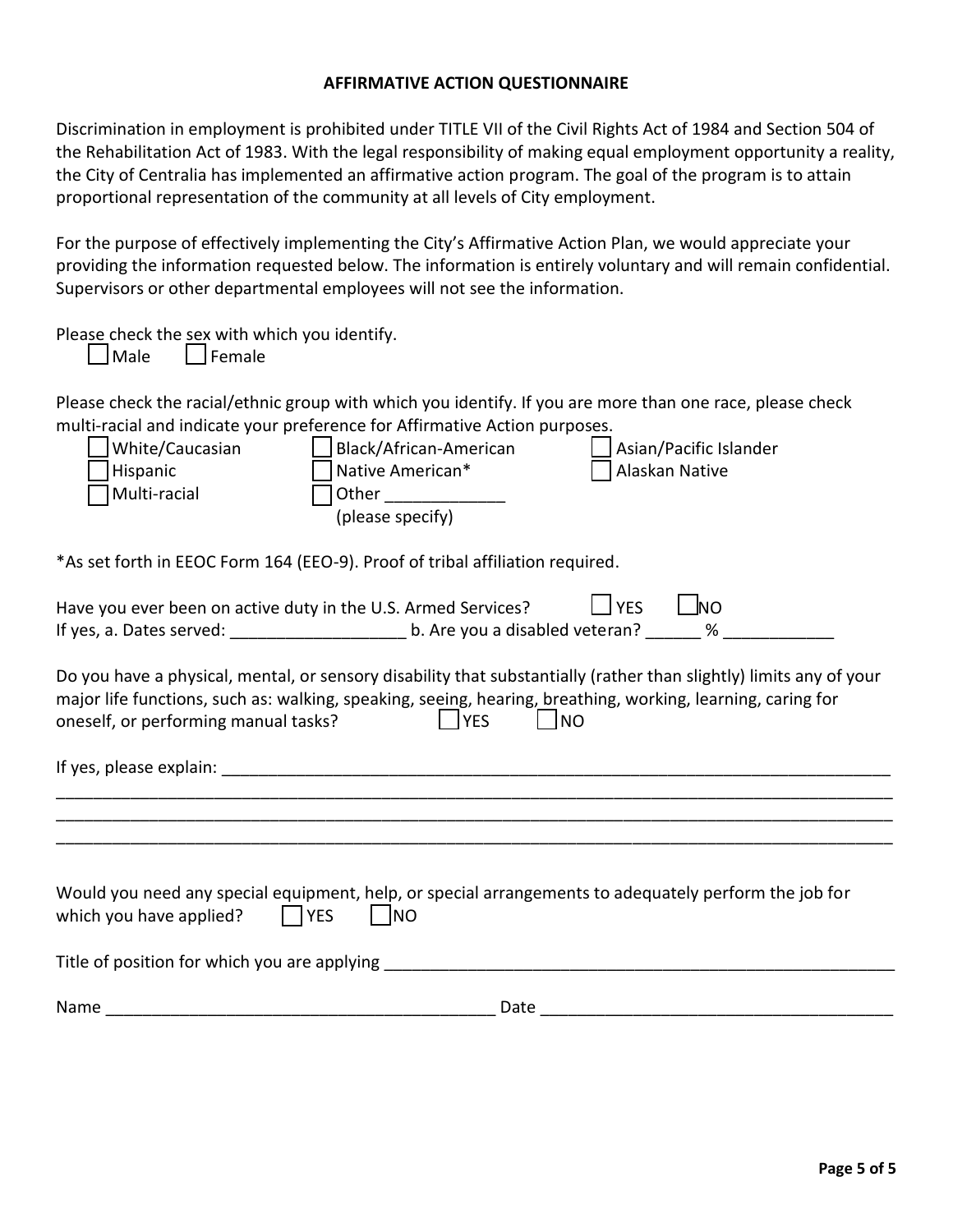## AFFIRMATIVE ACTION QUESTIONNAIRE

Discrimination in employment is prohibited under TITLE VII of the Civil Rights Act of 1984 and Section 504 of the Rehabilitation Act of 1983. With the legal responsibility of making equal employment opportunity a reality, the City of Centralia has implemented an affirmative action program. The goal of the program is to attain proportional representation of the community at all levels of City employment.

For the purpose of effectively implementing the City's Affirmative Action Plan, we would appreciate your providing the information requested below. The information is entirely voluntary and will remain confidential. Supervisors or other departmental employees will not see the information.

Please check the sex with which you identify.

☐ Male ☐ Female

Please check the racial/ethnic group with which you identify. If you are more than one race, please check multi-racial and indicate your preference for Affirmative Action purposes.

☐ White/Caucasian ☐ Black/African-American ☐ Asian/Pacific Islander

☐ Hispanic ☐ Native American* ☐ Alaskan Native

☐ Multi-racial ☐ Other _____________ (please specify)

*As set forth in EEOC Form 164 (EEO-9). Proof of tribal affiliation required.

Have you ever been on active duty in the U.S. Armed Services? ☐ YES ☐ NO

If yes, a. Dates served: __________________ b. Are you a disabled veteran? ______ % ___________

Do you have a physical, mental, or sensory disability that substantially (rather than slightly) limits any of your major life functions, such as: walking, speaking, seeing, hearing, breathing, working, learning, caring for oneself, or performing manual tasks? ☐ YES ☐ NO

If yes, please explain: ___________________________________________________________________________

______________________________________________________________________________________________

______________________________________________________________________________________________

______________________________________________________________________________________________

Would you need any special equipment, help, or special arrangements to adequately perform the job for which you have applied? ☐ YES ☐ NO

Title of position for which you are applying ________________________________________________________

Name __________________________________________ Date ______________________________________